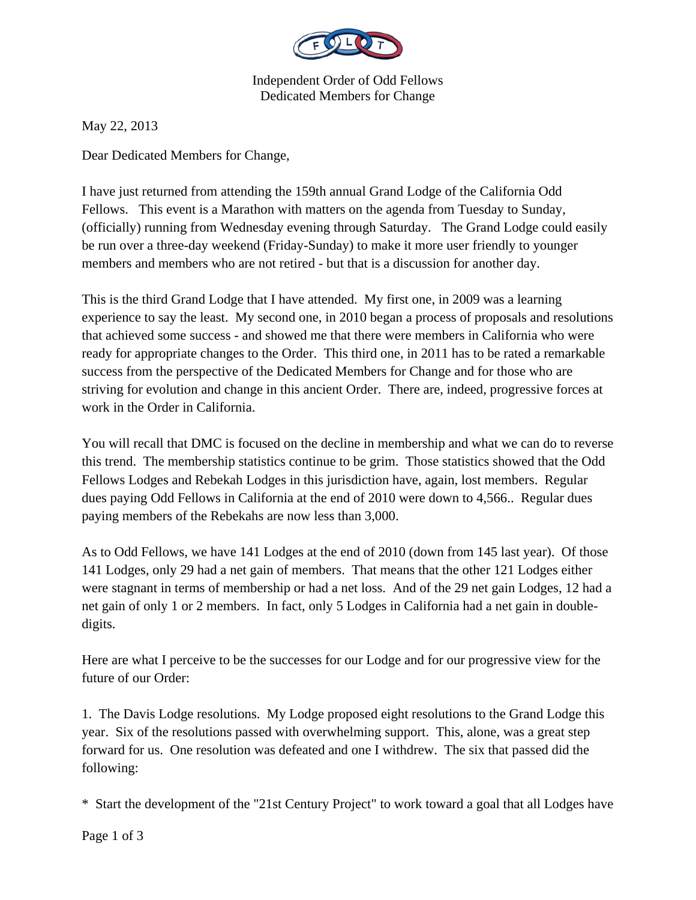Independent Order of Odd Fellows
Dedicated Members for Change

May 22, 2013

Dear Dedicated Members for Change,

I have just returned from attending the 159th annual Grand Lodge of the California Odd Fellows. This event is a Marathon with matters on the agenda from Tuesday to Sunday, (officially) running from Wednesday evening through Saturday. The Grand Lodge could easily be run over a three-day weekend (Friday-Sunday) to make it more user friendly to younger members and members who are not retired - but that is a discussion for another day.

This is the third Grand Lodge that I have attended. My first one, in 2009 was a learning experience to say the least. My second one, in 2010 began a process of proposals and resolutions that achieved some success - and showed me that there were members in California who were ready for appropriate changes to the Order. This third one, in 2011 has to be rated a remarkable success from the perspective of the Dedicated Members for Change and for those who are striving for evolution and change in this ancient Order. There are, indeed, progressive forces at work in the Order in California.

You will recall that DMC is focused on the decline in membership and what we can do to reverse this trend. The membership statistics continue to be grim. Those statistics showed that the Odd Fellows Lodges and Rebekah Lodges in this jurisdiction have, again, lost members. Regular dues paying Odd Fellows in California at the end of 2010 were down to 4,566.. Regular dues paying members of the Rebekahs are now less than 3,000.

As to Odd Fellows, we have 141 Lodges at the end of 2010 (down from 145 last year). Of those 141 Lodges, only 29 had a net gain of members. That means that the other 121 Lodges either were stagnant in terms of membership or had a net loss. And of the 29 net gain Lodges, 12 had a net gain of only 1 or 2 members. In fact, only 5 Lodges in California had a net gain in double-digits.

Here are what I perceive to be the successes for our Lodge and for our progressive view for the future of our Order:

1. The Davis Lodge resolutions. My Lodge proposed eight resolutions to the Grand Lodge this year. Six of the resolutions passed with overwhelming support. This, alone, was a great step forward for us. One resolution was defeated and one I withdrew. The six that passed did the following:

* Start the development of the "21st Century Project" to work toward a goal that all Lodges have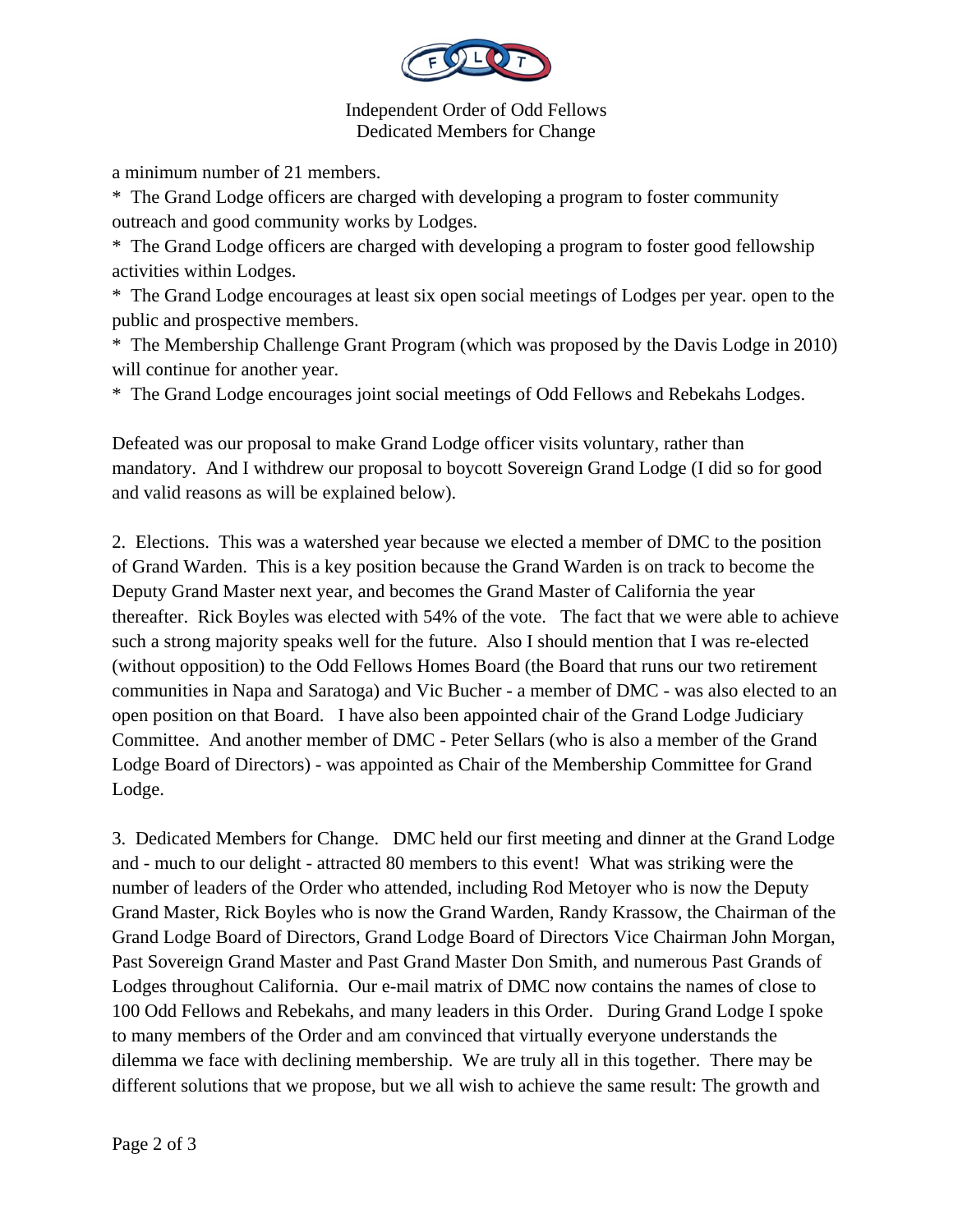a minimum number of 21 members.

* The Grand Lodge officers are charged with developing a program to foster community outreach and good community works by Lodges.

* The Grand Lodge officers are charged with developing a program to foster good fellowship activities within Lodges.

* The Grand Lodge encourages at least six open social meetings of Lodges per year. open to the public and prospective members.

* The Membership Challenge Grant Program (which was proposed by the Davis Lodge in 2010) will continue for another year.

* The Grand Lodge encourages joint social meetings of Odd Fellows and Rebekahs Lodges.

Defeated was our proposal to make Grand Lodge officer visits voluntary, rather than mandatory. And I withdrew our proposal to boycott Sovereign Grand Lodge (I did so for good and valid reasons as will be explained below).

2. Elections. This was a watershed year because we elected a member of DMC to the position of Grand Warden. This is a key position because the Grand Warden is on track to become the Deputy Grand Master next year, and becomes the Grand Master of California the year thereafter. Rick Boyles was elected with 54% of the vote. The fact that we were able to achieve such a strong majority speaks well for the future. Also I should mention that I was re-elected (without opposition) to the Odd Fellows Homes Board (the Board that runs our two retirement communities in Napa and Saratoga) and Vic Bucher - a member of DMC - was also elected to an open position on that Board. I have also been appointed chair of the Grand Lodge Judiciary Committee. And another member of DMC - Peter Sellars (who is also a member of the Grand Lodge Board of Directors) - was appointed as Chair of the Membership Committee for Grand Lodge.

3. Dedicated Members for Change. DMC held our first meeting and dinner at the Grand Lodge and - much to our delight - attracted 80 members to this event! What was striking were the number of leaders of the Order who attended, including Rod Metoyer who is now the Deputy Grand Master, Rick Boyles who is now the Grand Warden, Randy Krassow, the Chairman of the Grand Lodge Board of Directors, Grand Lodge Board of Directors Vice Chairman John Morgan, Past Sovereign Grand Master and Past Grand Master Don Smith, and numerous Past Grands of Lodges throughout California. Our e-mail matrix of DMC now contains the names of close to 100 Odd Fellows and Rebekahs, and many leaders in this Order. During Grand Lodge I spoke to many members of the Order and am convinced that virtually everyone understands the dilemma we face with declining membership. We are truly all in this together. There may be different solutions that we propose, but we all wish to achieve the same result: The growth and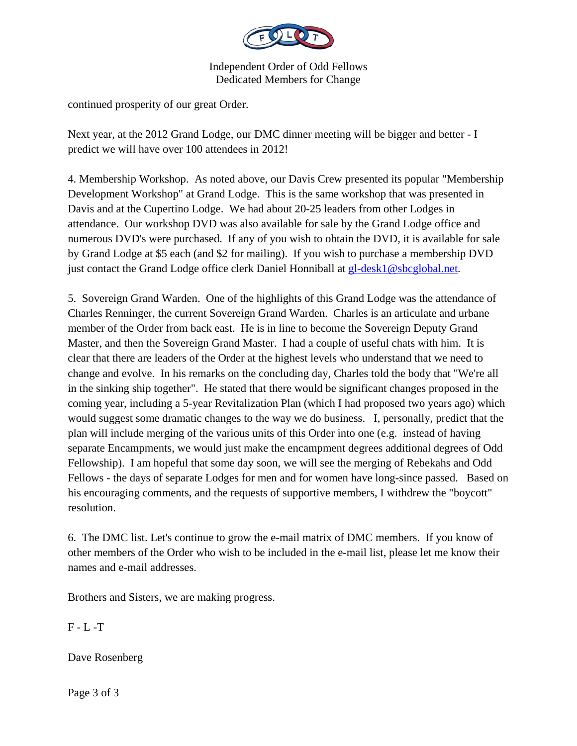continued prosperity of our great Order.

Next year, at the 2012 Grand Lodge, our DMC dinner meeting will be bigger and better - I predict we will have over 100 attendees in 2012!

4. Membership Workshop. As noted above, our Davis Crew presented its popular "Membership Development Workshop" at Grand Lodge. This is the same workshop that was presented in Davis and at the Cupertino Lodge. We had about 20-25 leaders from other Lodges in attendance. Our workshop DVD was also available for sale by the Grand Lodge office and numerous DVD's were purchased. If any of you wish to obtain the DVD, it is available for sale by Grand Lodge at $5 each (and $2 for mailing). If you wish to purchase a membership DVD just contact the Grand Lodge office clerk Daniel Honniball at gl-desk1@sbcglobal.net.

5. Sovereign Grand Warden. One of the highlights of this Grand Lodge was the attendance of Charles Renninger, the current Sovereign Grand Warden. Charles is an articulate and urbane member of the Order from back east. He is in line to become the Sovereign Deputy Grand Master, and then the Sovereign Grand Master. I had a couple of useful chats with him. It is clear that there are leaders of the Order at the highest levels who understand that we need to change and evolve. In his remarks on the concluding day, Charles told the body that "We're all in the sinking ship together". He stated that there would be significant changes proposed in the coming year, including a 5-year Revitalization Plan (which I had proposed two years ago) which would suggest some dramatic changes to the way we do business. I, personally, predict that the plan will include merging of the various units of this Order into one (e.g. instead of having separate Encampments, we would just make the encampment degrees additional degrees of Odd Fellowship). I am hopeful that some day soon, we will see the merging of Rebekahs and Odd Fellows - the days of separate Lodges for men and for women have long-since passed. Based on his encouraging comments, and the requests of supportive members, I withdrew the "boycott" resolution.

6. The DMC list. Let's continue to grow the e-mail matrix of DMC members. If you know of other members of the Order who wish to be included in the e-mail list, please let me know their names and e-mail addresses.

Brothers and Sisters, we are making progress.

F - L -T

Dave Rosenberg